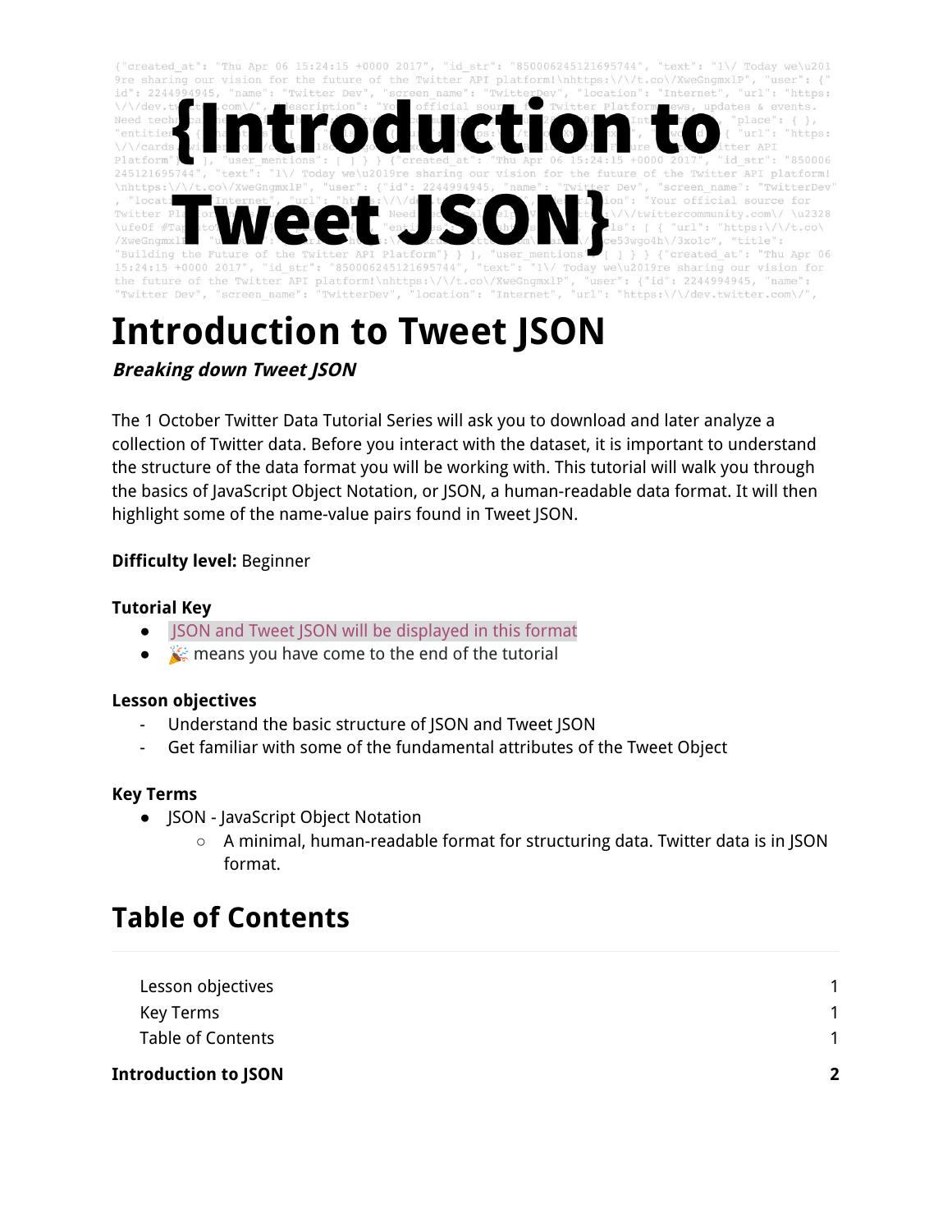# Introduction to Tweet JSON

***Breaking down Tweet JSON***

The 1 October Twitter Data Tutorial Series will ask you to download and later analyze a collection of Twitter data. Before you interact with the dataset, it is important to understand the structure of the data format you will be working with. This tutorial will walk you through the basics of JavaScript Object Notation, or JSON, a human-readable data format. It will then highlight some of the name-value pairs found in Tweet JSON.

**Difficulty level:** Beginner

### Tutorial Key

- `JSON and Tweet JSON will be displayed in this format`
- 🎉 means you have come to the end of the tutorial

### Lesson objectives

- Understand the basic structure of JSON and Tweet JSON
- Get familiar with some of the fundamental attributes of the Tweet Object

### Key Terms

- JSON - JavaScript Object Notation
    - A minimal, human-readable format for structuring data. Twitter data is in JSON format.

## Table of Contents

| | |
|---|---|
| Lesson objectives | 1 |
| Key Terms | 1 |
| Table of Contents | 1 |
| **Introduction to JSON** | **2** |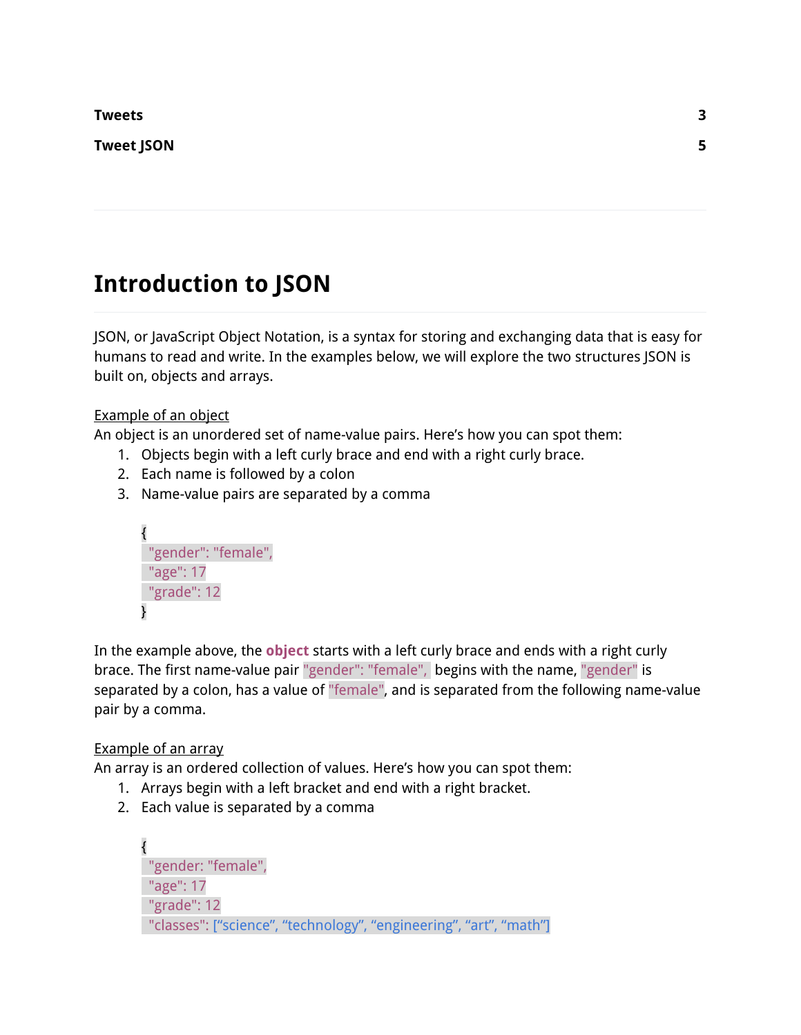**Tweets** 3

**Tweet JSON** 5

---

# Introduction to JSON

JSON, or JavaScript Object Notation, is a syntax for storing and exchanging data that is easy for humans to read and write. In the examples below, we will explore the two structures JSON is built on, objects and arrays.

Example of an object

An object is an unordered set of name-value pairs. Here's how you can spot them:

1. Objects begin with a left curly brace and end with a right curly brace.
2. Each name is followed by a colon
3. Name-value pairs are separated by a comma

```
{
 "gender": "female",
 "age": 17
 "grade": 12
}
```

In the example above, the **object** starts with a left curly brace and ends with a right curly brace. The first name-value pair `"gender": "female",` begins with the name, `"gender"` is separated by a colon, has a value of `"female"`, and is separated from the following name-value pair by a comma.

Example of an array

An array is an ordered collection of values. Here's how you can spot them:

1. Arrays begin with a left bracket and end with a right bracket.
2. Each value is separated by a comma

```
{
 "gender: "female",
 "age": 17
 "grade": 12
 "classes": [“science”, “technology”, “engineering”, “art”, “math”]
```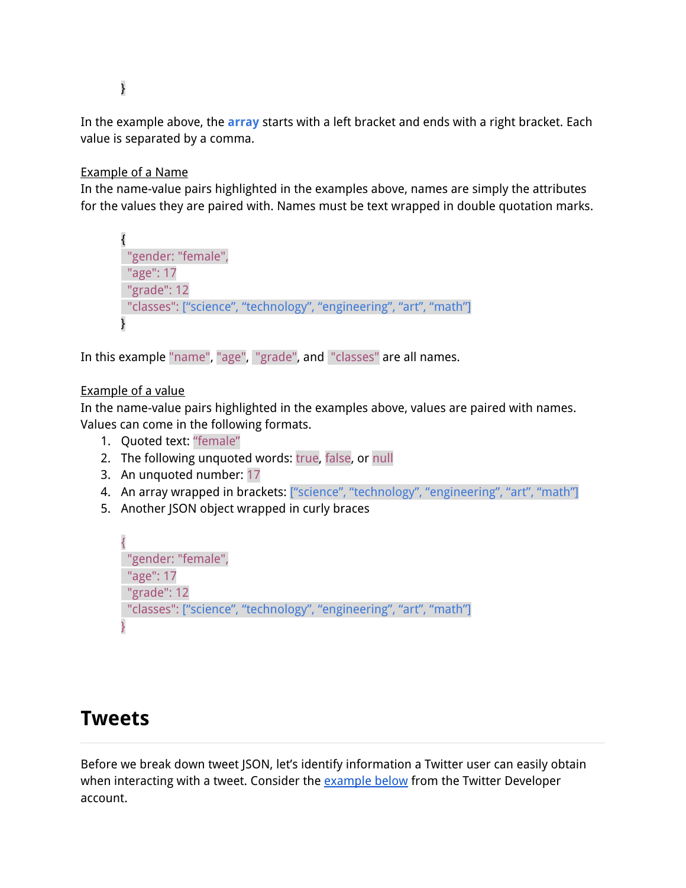```
}
```

In the example above, the **array** starts with a left bracket and ends with a right bracket. Each value is separated by a comma.

Example of a Name
In the name-value pairs highlighted in the examples above, names are simply the attributes for the values they are paired with. Names must be text wrapped in double quotation marks.

```
{
 "gender: "female",
 "age": 17
 "grade": 12
 "classes": [“science”, “technology”, “engineering”, “art”, “math”]
}
```

In this example "name", "age", "grade", and "classes" are all names.

Example of a value
In the name-value pairs highlighted in the examples above, values are paired with names. Values can come in the following formats.

1. Quoted text: “female”
2. The following unquoted words: true, false, or null
3. An unquoted number: 17
4. An array wrapped in brackets: [“science”, “technology”, “engineering”, “art”, “math”]
5. Another JSON object wrapped in curly braces

```
{
 "gender: "female",
 "age": 17
 "grade": 12
 "classes": [“science”, “technology”, “engineering”, “art”, “math”]
}
```

# Tweets

Before we break down tweet JSON, let’s identify information a Twitter user can easily obtain when interacting with a tweet. Consider the example below from the Twitter Developer account.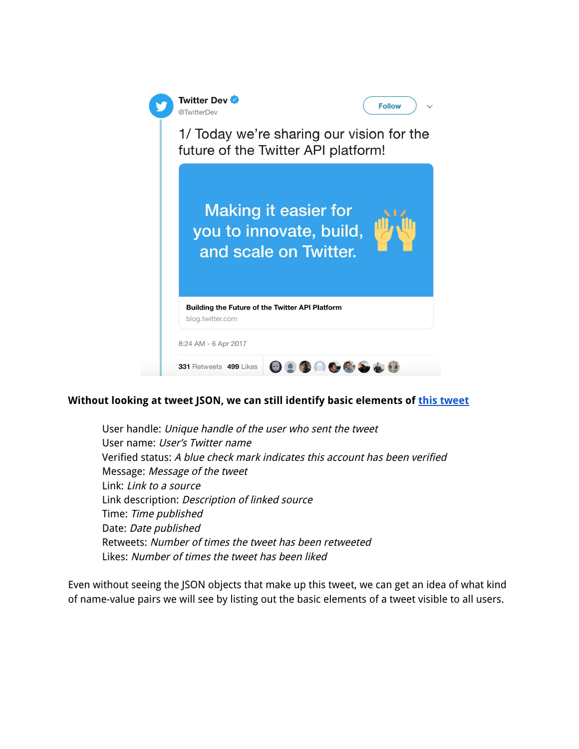Twitter Dev
@TwitterDev

Follow

1/ Today we're sharing our vision for the future of the Twitter API platform!

Making it easier for you to innovate, build, and scale on Twitter.

Building the Future of the Twitter API Platform
blog.twitter.com

8:24 AM - 6 Apr 2017

331 Retweets 499 Likes

**Without looking at tweet JSON, we can still identify basic elements of this tweet**

User handle: *Unique handle of the user who sent the tweet*
User name: *User's Twitter name*
Verified status: *A blue check mark indicates this account has been verified*
Message: *Message of the tweet*
Link: *Link to a source*
Link description: *Description of linked source*
Time: *Time published*
Date: *Date published*
Retweets: *Number of times the tweet has been retweeted*
Likes: *Number of times the tweet has been liked*

Even without seeing the JSON objects that make up this tweet, we can get an idea of what kind of name-value pairs we will see by listing out the basic elements of a tweet visible to all users.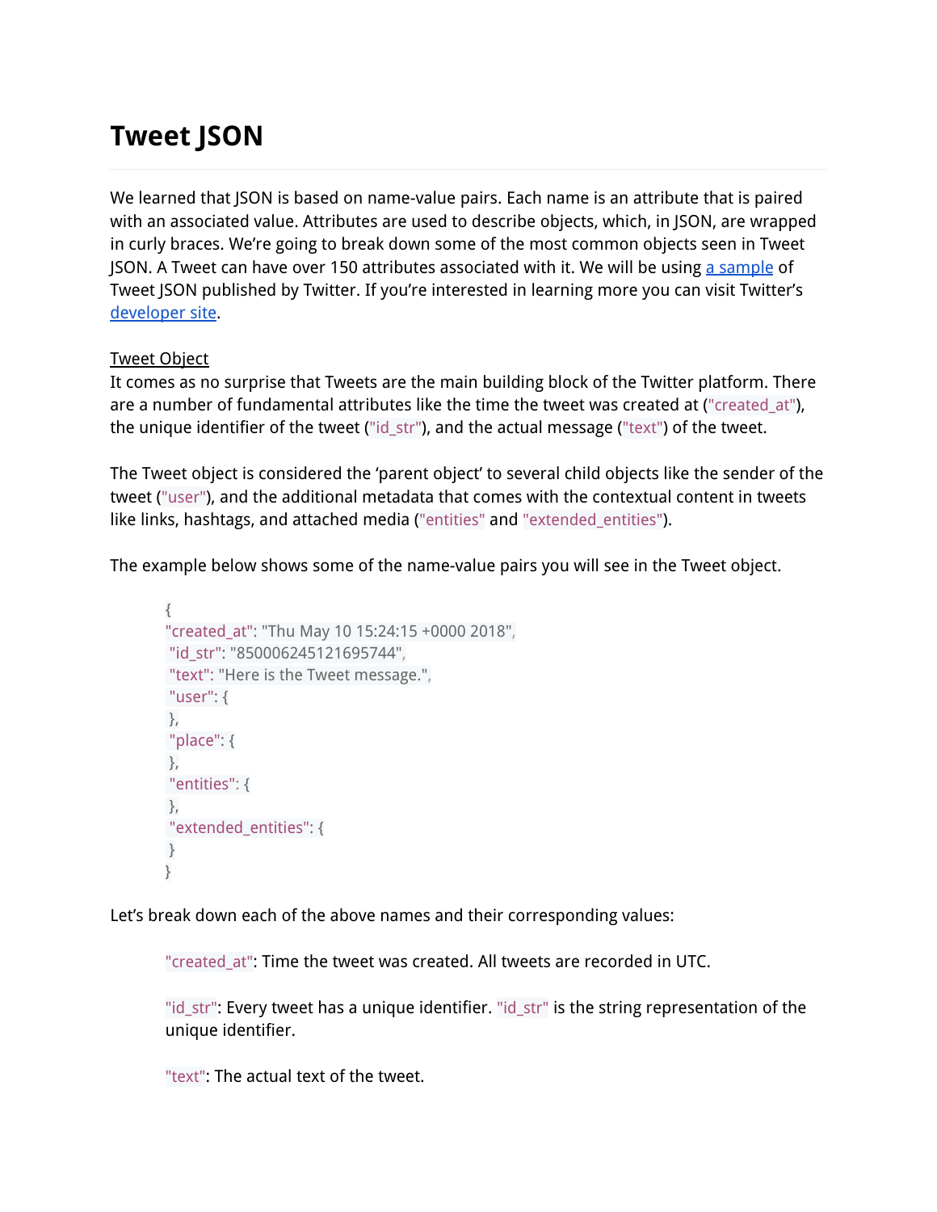# Tweet JSON

We learned that JSON is based on name-value pairs. Each name is an attribute that is paired with an associated value. Attributes are used to describe objects, which, in JSON, are wrapped in curly braces. We're going to break down some of the most common objects seen in Tweet JSON. A Tweet can have over 150 attributes associated with it. We will be using [a sample]() of Tweet JSON published by Twitter. If you're interested in learning more you can visit Twitter's [developer site]().

<u>Tweet Object</u>
It comes as no surprise that Tweets are the main building block of the Twitter platform. There are a number of fundamental attributes like the time the tweet was created at (`"created_at"`), the unique identifier of the tweet (`"id_str"`), and the actual message (`"text"`) of the tweet.

The Tweet object is considered the 'parent object' to several child objects like the sender of the tweet (`"user"`), and the additional metadata that comes with the contextual content in tweets like links, hashtags, and attached media (`"entities"` and `"extended_entities"`).

The example below shows some of the name-value pairs you will see in the Tweet object.

```
{
"created_at": "Thu May 10 15:24:15 +0000 2018",
 "id_str": "850006245121695744",
 "text": "Here is the Tweet message.",
 "user": {
 },
 "place": {
 },
 "entities": {
 },
 "extended_entities": {
 }
}
```

Let's break down each of the above names and their corresponding values:

> `"created_at"`: Time the tweet was created. All tweets are recorded in UTC.
>
> `"id_str"`: Every tweet has a unique identifier. `"id_str"` is the string representation of the unique identifier.
>
> `"text"`: The actual text of the tweet.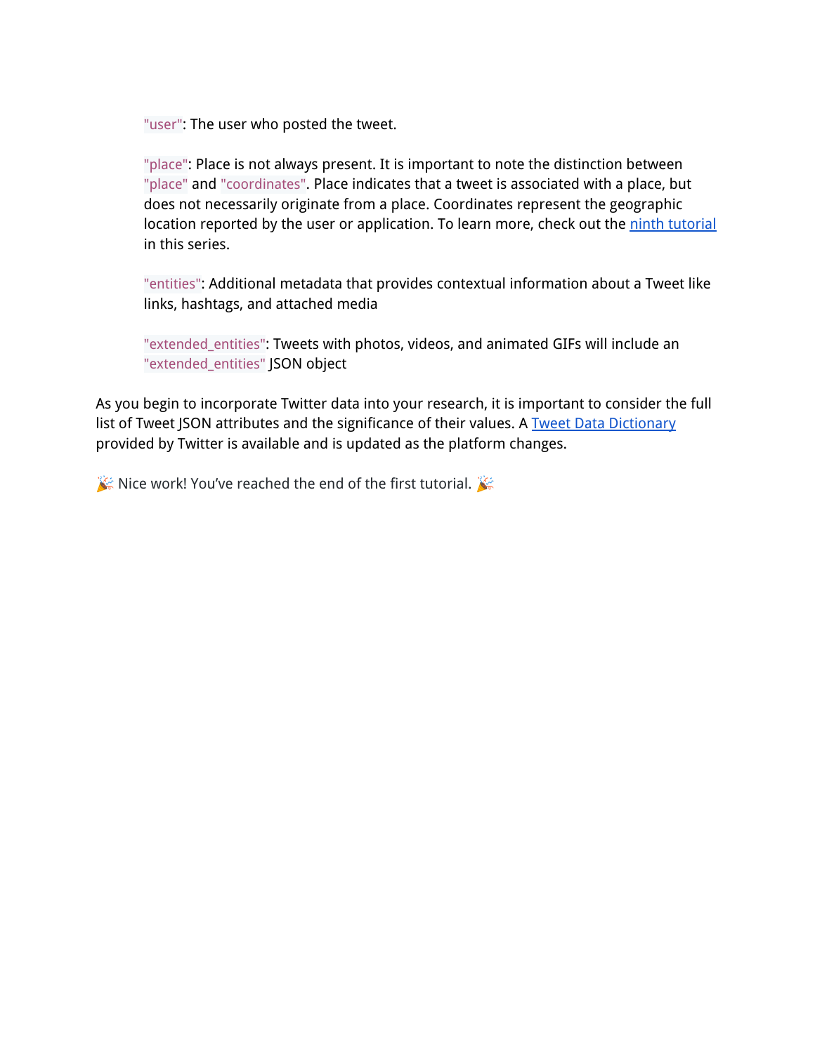`"user"`: The user who posted the tweet.

`"place"`: Place is not always present. It is important to note the distinction between `"place"` and `"coordinates"`. Place indicates that a tweet is associated with a place, but does not necessarily originate from a place. Coordinates represent the geographic location reported by the user or application. To learn more, check out the [ninth tutorial]() in this series.

`"entities"`: Additional metadata that provides contextual information about a Tweet like links, hashtags, and attached media

`"extended_entities"`: Tweets with photos, videos, and animated GIFs will include an `"extended_entities"` JSON object

As you begin to incorporate Twitter data into your research, it is important to consider the full list of Tweet JSON attributes and the significance of their values. A [Tweet Data Dictionary]() provided by Twitter is available and is updated as the platform changes.

🎉 Nice work! You've reached the end of the first tutorial. 🎉